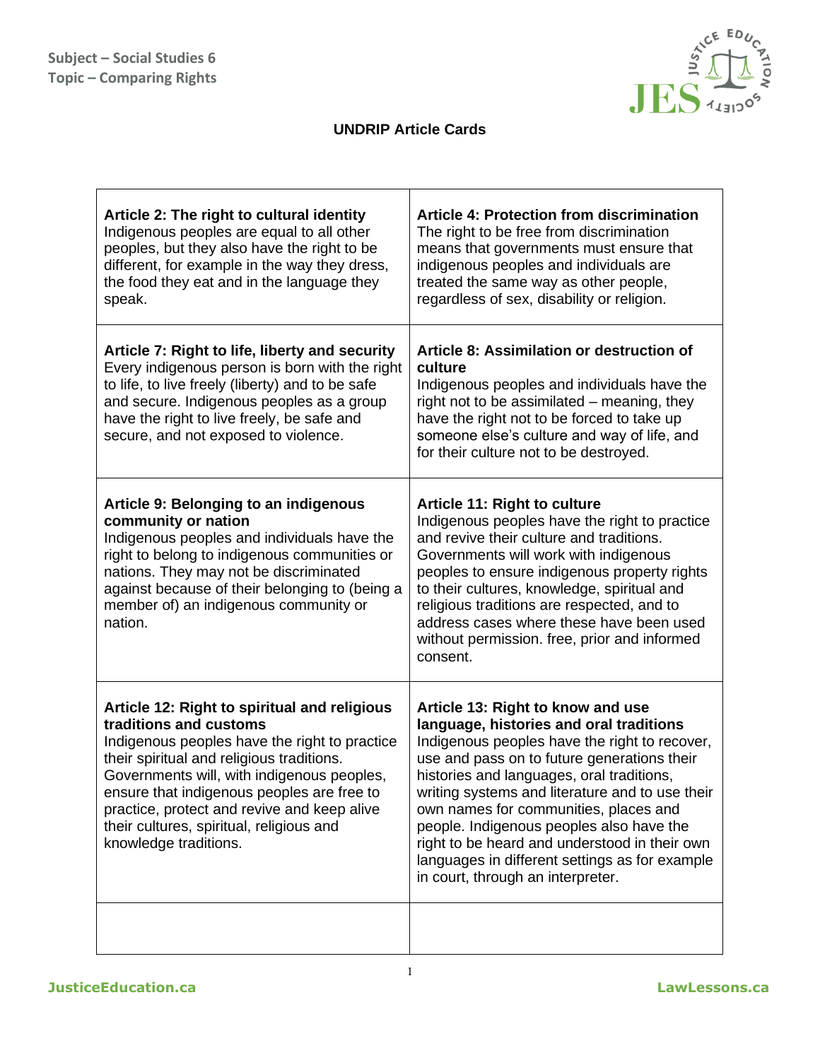Subject – Social Studies 6
Topic – Comparing Rights

## UNDRIP Article Cards

| | |
|---|---|
| **Article 2: The right to cultural identity** Indigenous peoples are equal to all other peoples, but they also have the right to be different, for example in the way they dress, the food they eat and in the language they speak. | **Article 4: Protection from discrimination** The right to be free from discrimination means that governments must ensure that indigenous peoples and individuals are treated the same way as other people, regardless of sex, disability or religion. |
| **Article 7: Right to life, liberty and security** Every indigenous person is born with the right to life, to live freely (liberty) and to be safe and secure. Indigenous peoples as a group have the right to live freely, be safe and secure, and not exposed to violence. | **Article 8: Assimilation or destruction of culture** Indigenous peoples and individuals have the right not to be assimilated – meaning, they have the right not to be forced to take up someone else's culture and way of life, and for their culture not to be destroyed. |
| **Article 9: Belonging to an indigenous community or nation** Indigenous peoples and individuals have the right to belong to indigenous communities or nations. They may not be discriminated against because of their belonging to (being a member of) an indigenous community or nation. | **Article 11: Right to culture** Indigenous peoples have the right to practice and revive their culture and traditions. Governments will work with indigenous peoples to ensure indigenous property rights to their cultures, knowledge, spiritual and religious traditions are respected, and to address cases where these have been used without permission. free, prior and informed consent. |
| **Article 12: Right to spiritual and religious traditions and customs** Indigenous peoples have the right to practice their spiritual and religious traditions. Governments will, with indigenous peoples, ensure that indigenous peoples are free to practice, protect and revive and keep alive their cultures, spiritual, religious and knowledge traditions. | **Article 13: Right to know and use language, histories and oral traditions** Indigenous peoples have the right to recover, use and pass on to future generations their histories and languages, oral traditions, writing systems and literature and to use their own names for communities, places and people. Indigenous peoples also have the right to be heard and understood in their own languages in different settings as for example in court, through an interpreter. |
| | |

JusticeEducation.ca LawLessons.ca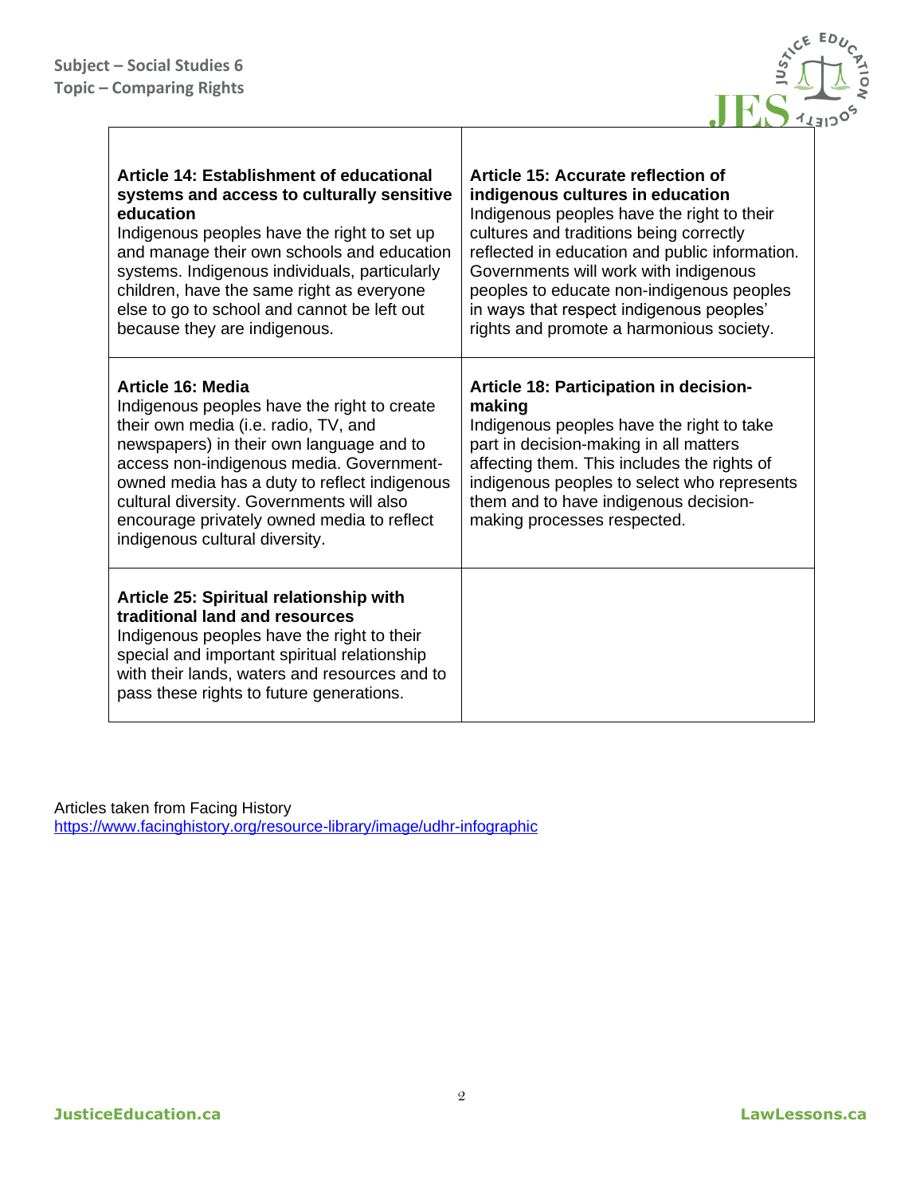| | |
|---|---|
| **Article 14: Establishment of educational systems and access to culturally sensitive education**<br>Indigenous peoples have the right to set up and manage their own schools and education systems. Indigenous individuals, particularly children, have the same right as everyone else to go to school and cannot be left out because they are indigenous. | **Article 15: Accurate reflection of indigenous cultures in education**<br>Indigenous peoples have the right to their cultures and traditions being correctly reflected in education and public information. Governments will work with indigenous peoples to educate non-indigenous peoples in ways that respect indigenous peoples' rights and promote a harmonious society. |
| **Article 16: Media**<br>Indigenous peoples have the right to create their own media (i.e. radio, TV, and newspapers) in their own language and to access non-indigenous media. Government-owned media has a duty to reflect indigenous cultural diversity. Governments will also encourage privately owned media to reflect indigenous cultural diversity. | **Article 18: Participation in decision-making**<br>Indigenous peoples have the right to take part in decision-making in all matters affecting them. This includes the rights of indigenous peoples to select who represents them and to have indigenous decision-making processes respected. |
| **Article 25: Spiritual relationship with traditional land and resources**<br>Indigenous peoples have the right to their special and important spiritual relationship with their lands, waters and resources and to pass these rights to future generations. | |

Articles taken from Facing History
https://www.facinghistory.org/resource-library/image/udhr-infographic